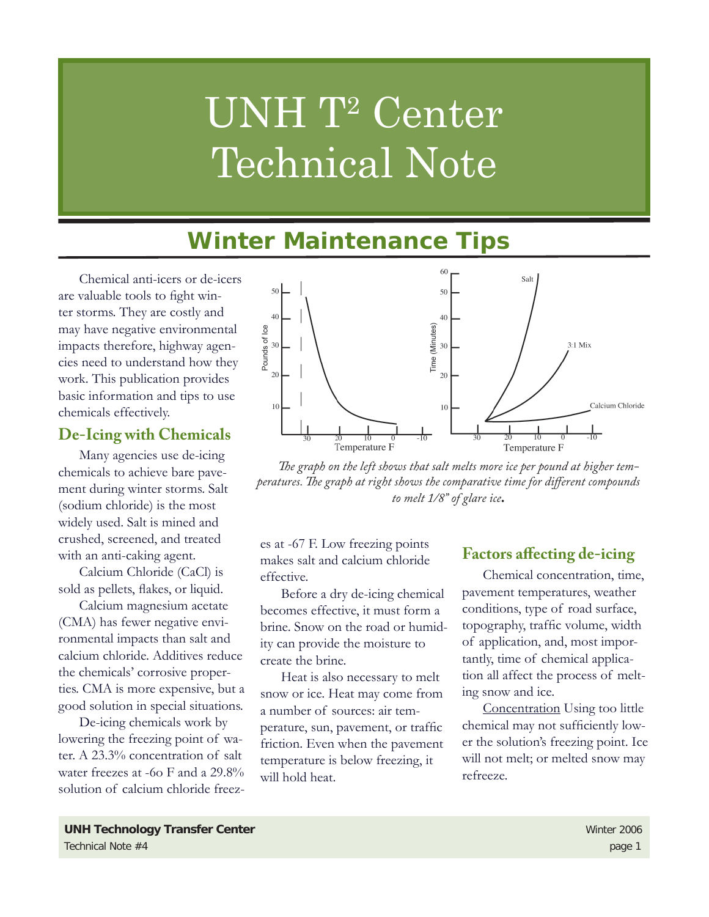# UNH T² Center Technical Note

## Winter Maintenance Tips

Chemical anti-icers or de-icers are valuable tools to fight winter storms. They are costly and may have negative environmental impacts therefore, highway agencies need to understand how they work. This publication provides basic information and tips to use chemicals effectively.

### De-Icing with Chemicals

Many agencies use de-icing chemicals to achieve bare pavement during winter storms. Salt (sodium chloride) is the most widely used. Salt is mined and crushed, screened, and treated with an anti-caking agent.

Calcium Chloride (CaCl) is sold as pellets, flakes, or liquid.

Calcium magnesium acetate (CMA) has fewer negative environmental impacts than salt and calcium chloride. Additives reduce the chemicals' corrosive properties. CMA is more expensive, but a good solution in special situations.

De-icing chemicals work by lowering the freezing point of water. A 23.3% concentration of salt water freezes at -6o F and a 29.8% solution of calcium chloride freezes at -67 F. Low freezing points makes salt and calcium chloride effective.

Before a dry de-icing chemical becomes effective, it must form a brine. Snow on the road or humidity can provide the moisture to create the brine.

Heat is also necessary to melt snow or ice. Heat may come from a number of sources: air temperature, sun, pavement, or traffic friction. Even when the pavement temperature is below freezing, it will hold heat.

Pounds of Ice
50
40
30
20
10
30 20 10 0 -10
Temperature F

Time (Minutes)
60
50
40
30
20
10
Salt
3:1 Mix
Calcium Chloride
30 20 10 0 -10
Temperature F

*The graph on the left shows that salt melts more ice per pound at higher temperatures. The graph at right shows the comparative time for different compounds to melt 1/8" of glare ice.*

### Factors affecting de-icing

Chemical concentration, time, pavement temperatures, weather conditions, type of road surface, topography, traffic volume, width of application, and, most importantly, time of chemical application all affect the process of melting snow and ice.

Concentration Using too little chemical may not sufficiently lower the solution's freezing point. Ice will not melt; or melted snow may refreeze.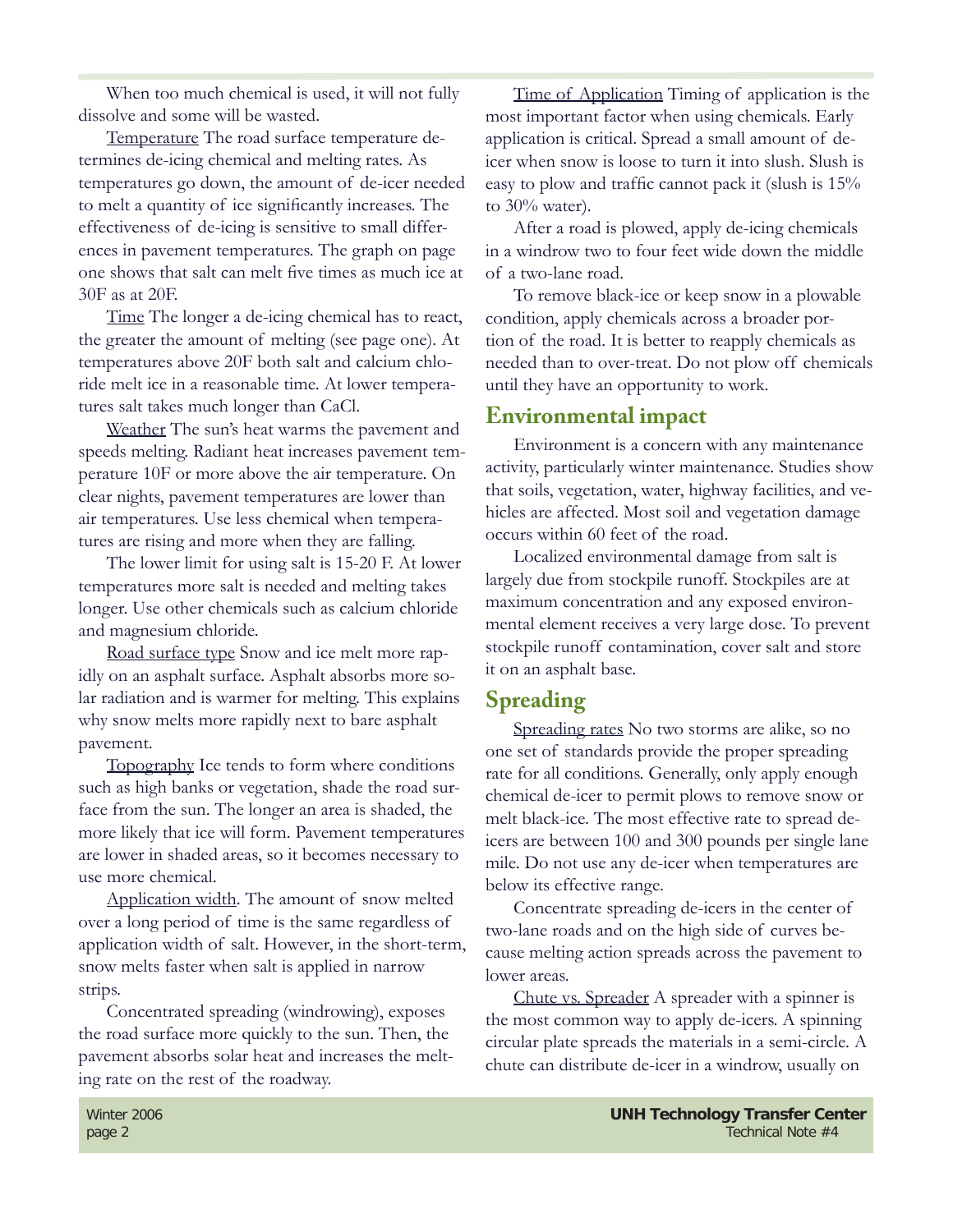When too much chemical is used, it will not fully dissolve and some will be wasted.

Temperature The road surface temperature determines de-icing chemical and melting rates. As temperatures go down, the amount of de-icer needed to melt a quantity of ice significantly increases. The effectiveness of de-icing is sensitive to small differences in pavement temperatures. The graph on page one shows that salt can melt five times as much ice at 30F as at 20F.

Time The longer a de-icing chemical has to react, the greater the amount of melting (see page one). At temperatures above 20F both salt and calcium chloride melt ice in a reasonable time. At lower temperatures salt takes much longer than CaCl.

Weather The sun's heat warms the pavement and speeds melting. Radiant heat increases pavement temperature 10F or more above the air temperature. On clear nights, pavement temperatures are lower than air temperatures. Use less chemical when temperatures are rising and more when they are falling.

The lower limit for using salt is 15-20 F. At lower temperatures more salt is needed and melting takes longer. Use other chemicals such as calcium chloride and magnesium chloride.

Road surface type Snow and ice melt more rapidly on an asphalt surface. Asphalt absorbs more solar radiation and is warmer for melting. This explains why snow melts more rapidly next to bare asphalt pavement.

Topography Ice tends to form where conditions such as high banks or vegetation, shade the road surface from the sun. The longer an area is shaded, the more likely that ice will form. Pavement temperatures are lower in shaded areas, so it becomes necessary to use more chemical.

Application width. The amount of snow melted over a long period of time is the same regardless of application width of salt. However, in the short-term, snow melts faster when salt is applied in narrow strips.

Concentrated spreading (windrowing), exposes the road surface more quickly to the sun. Then, the pavement absorbs solar heat and increases the melting rate on the rest of the roadway.

Time of Application Timing of application is the most important factor when using chemicals. Early application is critical. Spread a small amount of de-icer when snow is loose to turn it into slush. Slush is easy to plow and traffic cannot pack it (slush is 15% to 30% water).

After a road is plowed, apply de-icing chemicals in a windrow two to four feet wide down the middle of a two-lane road.

To remove black-ice or keep snow in a plowable condition, apply chemicals across a broader portion of the road. It is better to reapply chemicals as needed than to over-treat. Do not plow off chemicals until they have an opportunity to work.

## Environmental impact

Environment is a concern with any maintenance activity, particularly winter maintenance. Studies show that soils, vegetation, water, highway facilities, and vehicles are affected. Most soil and vegetation damage occurs within 60 feet of the road.

Localized environmental damage from salt is largely due from stockpile runoff. Stockpiles are at maximum concentration and any exposed environmental element receives a very large dose. To prevent stockpile runoff contamination, cover salt and store it on an asphalt base.

## Spreading

Spreading rates No two storms are alike, so no one set of standards provide the proper spreading rate for all conditions. Generally, only apply enough chemical de-icer to permit plows to remove snow or melt black-ice. The most effective rate to spread de-icers are between 100 and 300 pounds per single lane mile. Do not use any de-icer when temperatures are below its effective range.

Concentrate spreading de-icers in the center of two-lane roads and on the high side of curves because melting action spreads across the pavement to lower areas.

Chute vs. Spreader A spreader with a spinner is the most common way to apply de-icers. A spinning circular plate spreads the materials in a semi-circle. A chute can distribute de-icer in a windrow, usually on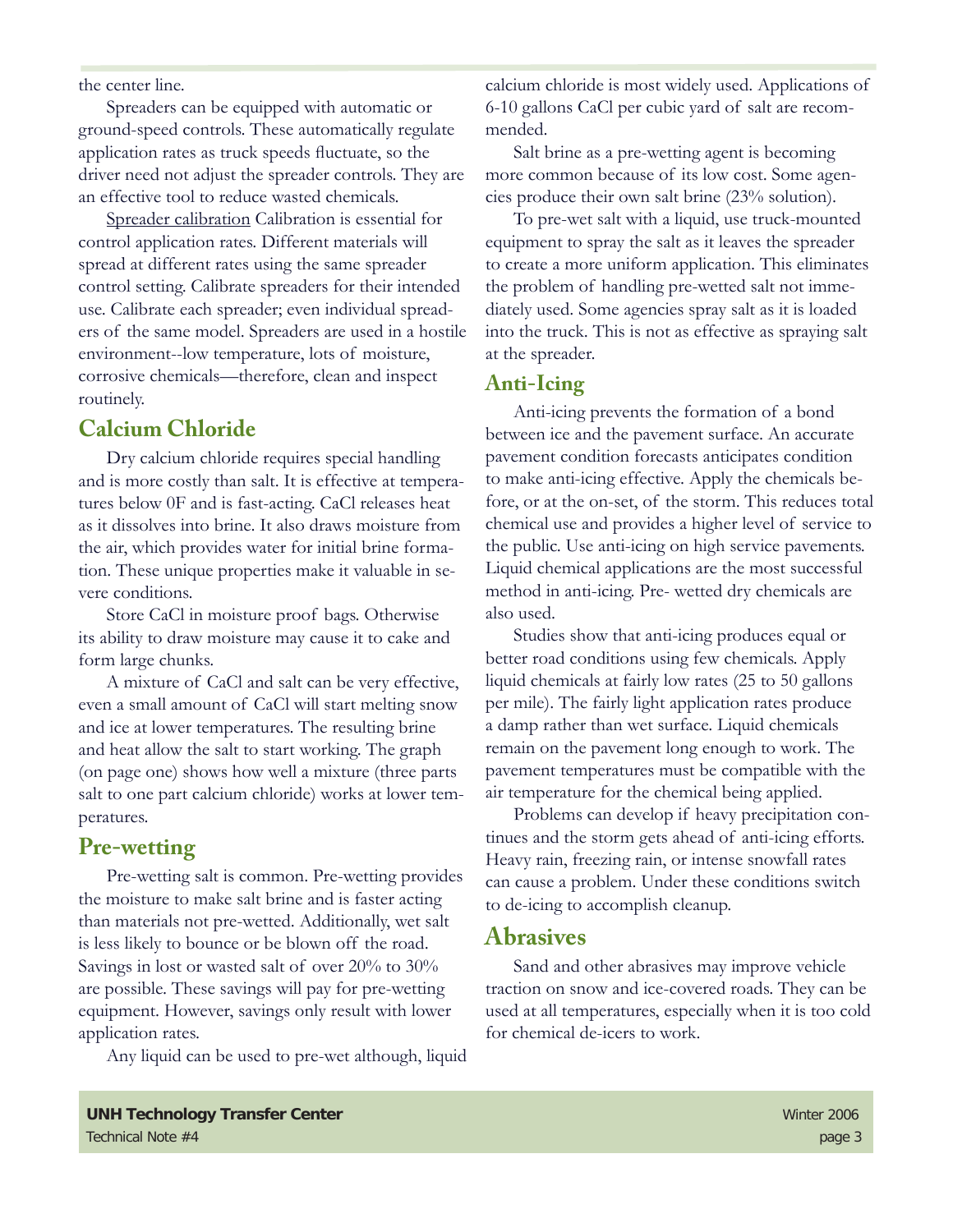the center line.

Spreaders can be equipped with automatic or ground-speed controls. These automatically regulate application rates as truck speeds fluctuate, so the driver need not adjust the spreader controls. They are an effective tool to reduce wasted chemicals.

Spreader calibration Calibration is essential for control application rates. Different materials will spread at different rates using the same spreader control setting. Calibrate spreaders for their intended use. Calibrate each spreader; even individual spreaders of the same model. Spreaders are used in a hostile environment--low temperature, lots of moisture, corrosive chemicals—therefore, clean and inspect routinely.

## Calcium Chloride

Dry calcium chloride requires special handling and is more costly than salt. It is effective at temperatures below 0F and is fast-acting. CaCl releases heat as it dissolves into brine. It also draws moisture from the air, which provides water for initial brine formation. These unique properties make it valuable in severe conditions.

Store CaCl in moisture proof bags. Otherwise its ability to draw moisture may cause it to cake and form large chunks.

A mixture of CaCl and salt can be very effective, even a small amount of CaCl will start melting snow and ice at lower temperatures. The resulting brine and heat allow the salt to start working. The graph (on page one) shows how well a mixture (three parts salt to one part calcium chloride) works at lower temperatures.

## Pre-wetting

Pre-wetting salt is common. Pre-wetting provides the moisture to make salt brine and is faster acting than materials not pre-wetted. Additionally, wet salt is less likely to bounce or be blown off the road. Savings in lost or wasted salt of over 20% to 30% are possible. These savings will pay for pre-wetting equipment. However, savings only result with lower application rates.

Any liquid can be used to pre-wet although, liquid calcium chloride is most widely used. Applications of 6-10 gallons CaCl per cubic yard of salt are recommended.

Salt brine as a pre-wetting agent is becoming more common because of its low cost. Some agencies produce their own salt brine (23% solution).

To pre-wet salt with a liquid, use truck-mounted equipment to spray the salt as it leaves the spreader to create a more uniform application. This eliminates the problem of handling pre-wetted salt not immediately used. Some agencies spray salt as it is loaded into the truck. This is not as effective as spraying salt at the spreader.

## Anti-Icing

Anti-icing prevents the formation of a bond between ice and the pavement surface. An accurate pavement condition forecasts anticipates condition to make anti-icing effective. Apply the chemicals before, or at the on-set, of the storm. This reduces total chemical use and provides a higher level of service to the public. Use anti-icing on high service pavements. Liquid chemical applications are the most successful method in anti-icing. Pre- wetted dry chemicals are also used.

Studies show that anti-icing produces equal or better road conditions using few chemicals. Apply liquid chemicals at fairly low rates (25 to 50 gallons per mile). The fairly light application rates produce a damp rather than wet surface. Liquid chemicals remain on the pavement long enough to work. The pavement temperatures must be compatible with the air temperature for the chemical being applied.

Problems can develop if heavy precipitation continues and the storm gets ahead of anti-icing efforts. Heavy rain, freezing rain, or intense snowfall rates can cause a problem. Under these conditions switch to de-icing to accomplish cleanup.

## Abrasives

Sand and other abrasives may improve vehicle traction on snow and ice-covered roads. They can be used at all temperatures, especially when it is too cold for chemical de-icers to work.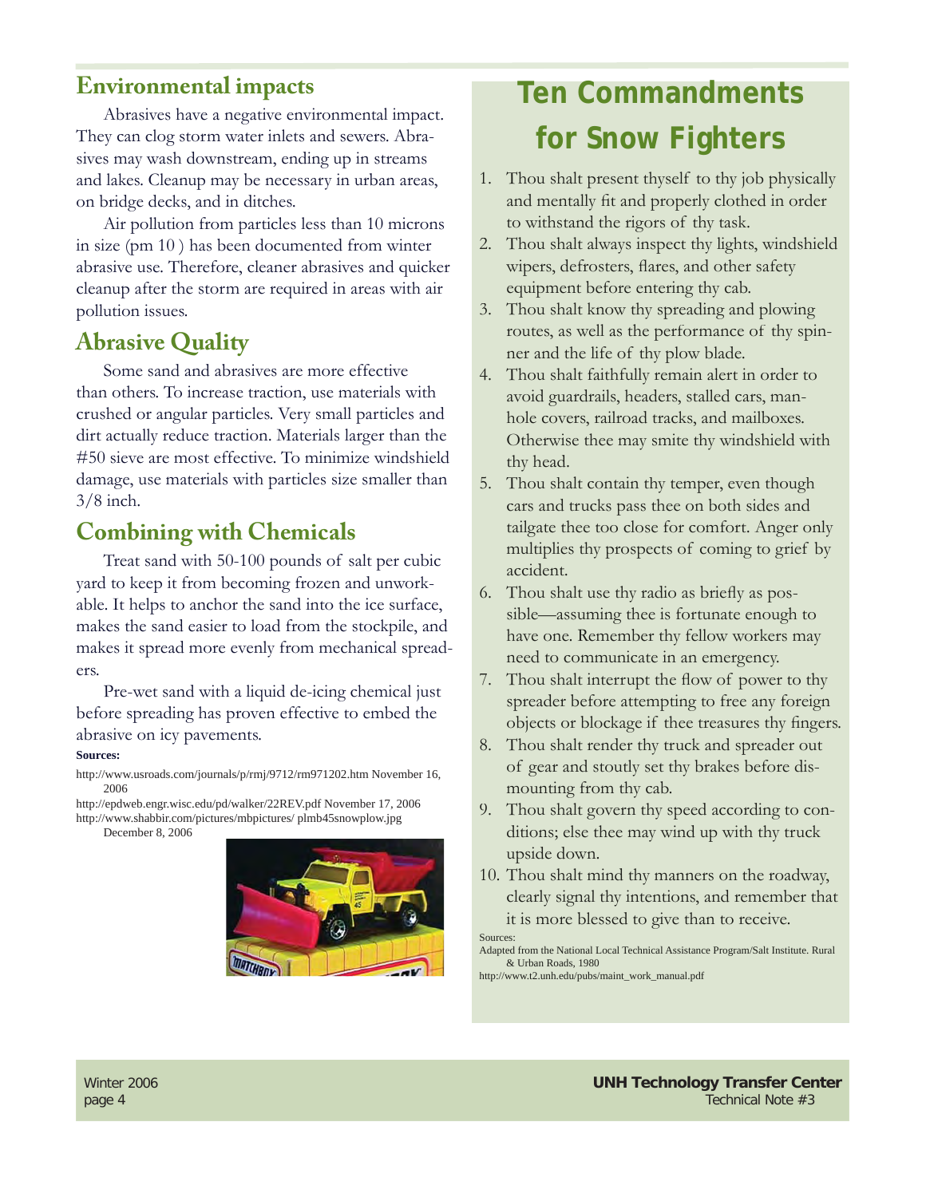## Environmental impacts

Abrasives have a negative environmental impact. They can clog storm water inlets and sewers. Abrasives may wash downstream, ending up in streams and lakes. Cleanup may be necessary in urban areas, on bridge decks, and in ditches.

Air pollution from particles less than 10 microns in size (pm 10 ) has been documented from winter abrasive use. Therefore, cleaner abrasives and quicker cleanup after the storm are required in areas with air pollution issues.

## Abrasive Quality

Some sand and abrasives are more effective than others. To increase traction, use materials with crushed or angular particles. Very small particles and dirt actually reduce traction. Materials larger than the #50 sieve are most effective. To minimize windshield damage, use materials with particles size smaller than 3/8 inch.

## Combining with Chemicals

Treat sand with 50-100 pounds of salt per cubic yard to keep it from becoming frozen and unworkable. It helps to anchor the sand into the ice surface, makes the sand easier to load from the stockpile, and makes it spread more evenly from mechanical spreaders.

Pre-wet sand with a liquid de-icing chemical just before spreading has proven effective to embed the abrasive on icy pavements.

**Sources:**

http://www.usroads.com/journals/p/rmj/9712/rm971202.htm November 16, 2006

http://epdweb.engr.wisc.edu/pd/walker/22REV.pdf November 17, 2006

http://www.shabbir.com/pictures/mbpictures/ plmb45snowplow.jpg December 8, 2006

## Ten Commandments for Snow Fighters

1. Thou shalt present thyself to thy job physically and mentally fit and properly clothed in order to withstand the rigors of thy task.
2. Thou shalt always inspect thy lights, windshield wipers, defrosters, flares, and other safety equipment before entering thy cab.
3. Thou shalt know thy spreading and plowing routes, as well as the performance of thy spinner and the life of thy plow blade.
4. Thou shalt faithfully remain alert in order to avoid guardrails, headers, stalled cars, manhole covers, railroad tracks, and mailboxes. Otherwise thee may smite thy windshield with thy head.
5. Thou shalt contain thy temper, even though cars and trucks pass thee on both sides and tailgate thee too close for comfort. Anger only multiplies thy prospects of coming to grief by accident.
6. Thou shalt use thy radio as briefly as possible—assuming thee is fortunate enough to have one. Remember thy fellow workers may need to communicate in an emergency.
7. Thou shalt interrupt the flow of power to thy spreader before attempting to free any foreign objects or blockage if thee treasures thy fingers.
8. Thou shalt render thy truck and spreader out of gear and stoutly set thy brakes before dismounting from thy cab.
9. Thou shalt govern thy speed according to conditions; else thee may wind up with thy truck upside down.
10. Thou shalt mind thy manners on the roadway, clearly signal thy intentions, and remember that it is more blessed to give than to receive.

Sources:

Adapted from the National Local Technical Assistance Program/Salt Institute. Rural & Urban Roads, 1980

http://www.t2.unh.edu/pubs/maint_work_manual.pdf